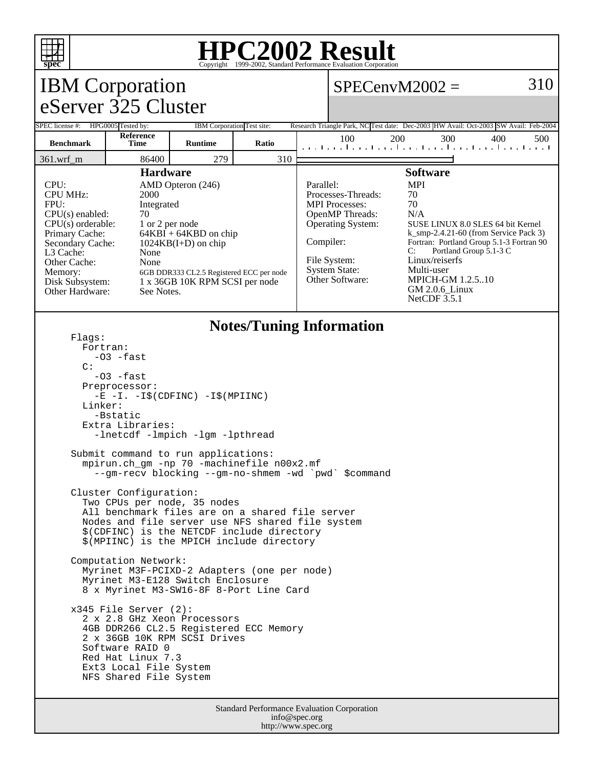# HPC2002 Result

Copyright 1999-2002, Standard Performance Evaluation Corporation

## IBM Corporation
## eServer 325 Cluster

**SPECenvM2002 = 310**

| SPEC license #: | HPG0005 | Tested by: | IBM Corporation | Test site: | Research Triangle Park, NC | Test date: | Dec-2003 | HW Avail: | Oct-2003 | SW Avail: | Feb-2004 |
|---|---|---|---|---|---|---|---|---|---|---|---|

| Benchmark | Reference Time | Runtime | Ratio |
|---|---|---|---|
| 361.wrf_m | 86400 | 279 | 310 |

### Hardware

| | |
|---|---|
| CPU: | AMD Opteron (246) |
| CPU MHz: | 2000 |
| FPU: | Integrated |
| CPU(s) enabled: | 70 |
| CPU(s) orderable: | 1 or 2 per node |
| Primary Cache: | 64KBI + 64KBD on chip |
| Secondary Cache: | 1024KB(I+D) on chip |
| L3 Cache: | None |
| Other Cache: | None |
| Memory: | 6GB DDR333 CL2.5 Registered ECC per node |
| Disk Subsystem: | 1 x 36GB 10K RPM SCSI per node |
| Other Hardware: | See Notes. |

### Software

| | |
|---|---|
| Parallel: | MPI |
| Processes-Threads: | 70 |
| MPI Processes: | 70 |
| OpenMP Threads: | N/A |
| Operating System: | SUSE LINUX 8.0 SLES 64 bit Kernel k_smp-2.4.21-60 (from Service Pack 3) |
| Compiler: | Fortran: Portland Group 5.1-3 Fortran 90<br>C: Portland Group 5.1-3 C |
| File System: | Linux/reiserfs |
| System State: | Multi-user |
| Other Software: | MPICH-GM 1.2.5..10<br>GM 2.0.6_Linux<br>NetCDF 3.5.1 |

### Notes/Tuning Information

```
Flags:
  Fortran:
    -O3 -fast
  C:
    -O3 -fast
  Preprocessor:
    -E -I. -I$(CDFINC) -I$(MPIINC)
  Linker:
    -Bstatic
  Extra Libraries:
    -lnetcdf -lmpich -lgm -lpthread

Submit command to run applications:
  mpirun.ch_gm -np 70 -machinefile n00x2.mf
    --gm-recv blocking --gm-no-shmem -wd `pwd` $command

Cluster Configuration:
  Two CPUs per node, 35 nodes
  All benchmark files are on a shared file server
  Nodes and file server use NFS shared file system
  $(CDFINC) is the NETCDF include directory
  $(MPIINC) is the MPICH include directory

Computation Network:
  Myrinet M3F-PCIXD-2 Adapters (one per node)
  Myrinet M3-E128 Switch Enclosure
  8 x Myrinet M3-SW16-8F 8-Port Line Card

x345 File Server (2):
  2 x 2.8 GHz Xeon Processors
  4GB DDR266 CL2.5 Registered ECC Memory
  2 x 36GB 10K RPM SCSI Drives
  Software RAID 0
  Red Hat Linux 7.3
  Ext3 Local File System
  NFS Shared File System
```

Standard Performance Evaluation Corporation
info@spec.org
http://www.spec.org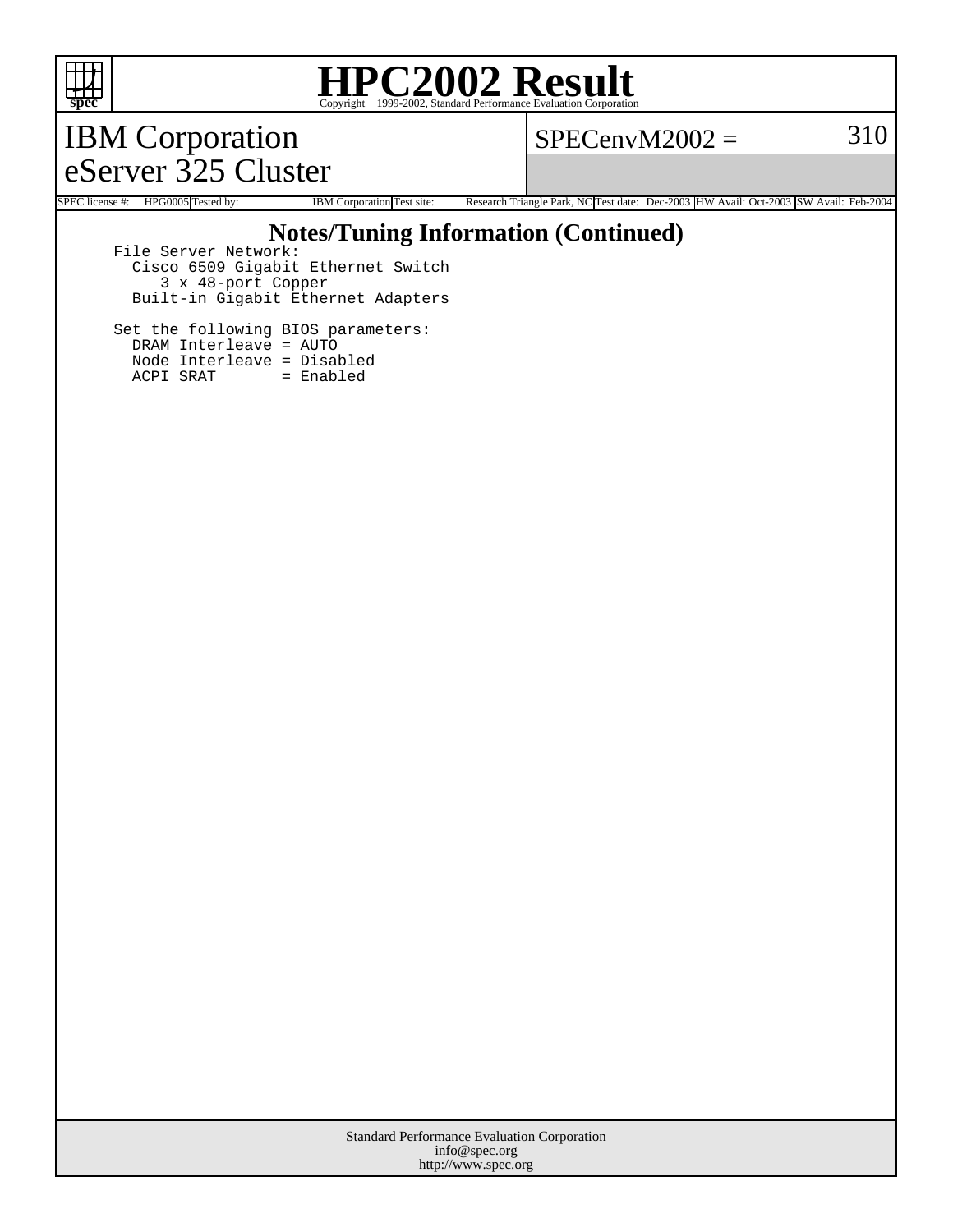# HPC2002 Result

Copyright 1999-2002, Standard Performance Evaluation Corporation

## IBM Corporation
## eServer 325 Cluster

SPECenvM2002 = 310

| SPEC license #: | HPG0005 | Tested by: | IBM Corporation | Test site: | Research Triangle Park, NC | Test date: | Dec-2003 | HW Avail: | Oct-2003 | SW Avail: | Feb-2004 |
|---|---|---|---|---|---|---|---|---|---|---|---|

### Notes/Tuning Information (Continued)

```
File Server Network:
  Cisco 6509 Gigabit Ethernet Switch
     3 x 48-port Copper
  Built-in Gigabit Ethernet Adapters

Set the following BIOS parameters:
  DRAM Interleave = AUTO
  Node Interleave = Disabled
  ACPI SRAT       = Enabled
```

Standard Performance Evaluation Corporation
info@spec.org
http://www.spec.org